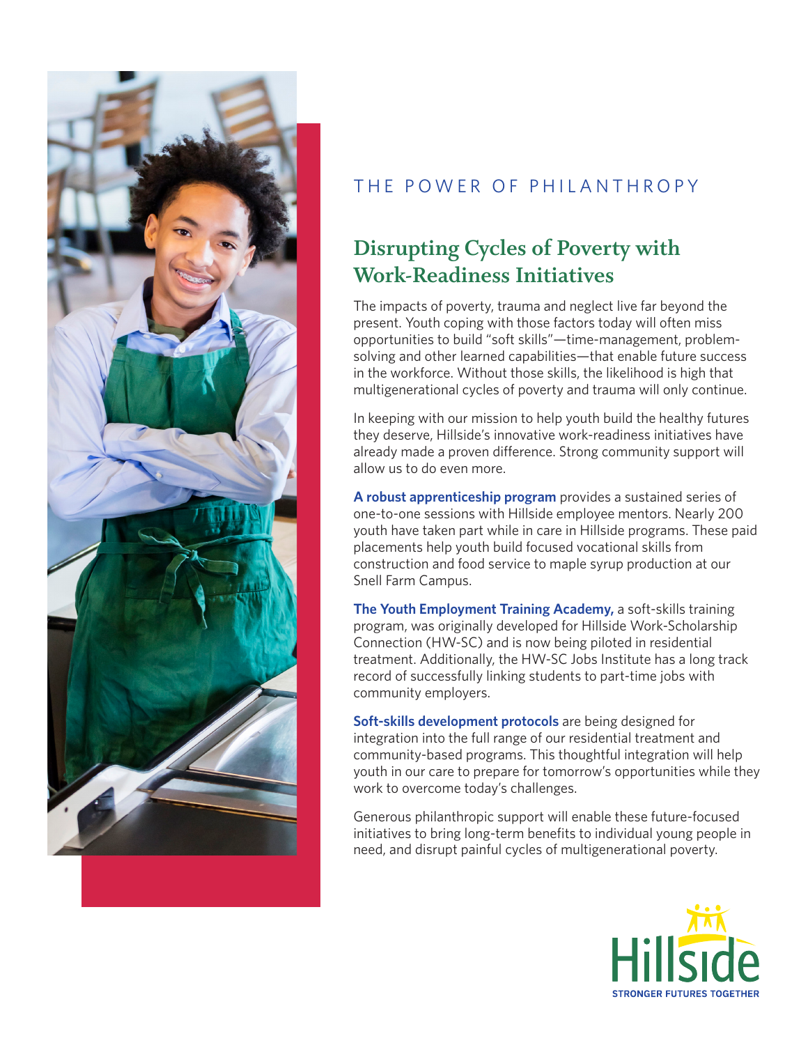THE POWER OF PHILANTHROPY

# Disrupting Cycles of Poverty with Work-Readiness Initiatives

The impacts of poverty, trauma and neglect live far beyond the present. Youth coping with those factors today will often miss opportunities to build "soft skills"—time-management, problem-solving and other learned capabilities—that enable future success in the workforce. Without those skills, the likelihood is high that multigenerational cycles of poverty and trauma will only continue.

In keeping with our mission to help youth build the healthy futures they deserve, Hillside's innovative work-readiness initiatives have already made a proven difference. Strong community support will allow us to do even more.

**A robust apprenticeship program** provides a sustained series of one-to-one sessions with Hillside employee mentors. Nearly 200 youth have taken part while in care in Hillside programs. These paid placements help youth build focused vocational skills from construction and food service to maple syrup production at our Snell Farm Campus.

**The Youth Employment Training Academy,** a soft-skills training program, was originally developed for Hillside Work-Scholarship Connection (HW-SC) and is now being piloted in residential treatment. Additionally, the HW-SC Jobs Institute has a long track record of successfully linking students to part-time jobs with community employers.

**Soft-skills development protocols** are being designed for integration into the full range of our residential treatment and community-based programs. This thoughtful integration will help youth in our care to prepare for tomorrow's opportunities while they work to overcome today's challenges.

Generous philanthropic support will enable these future-focused initiatives to bring long-term benefits to individual young people in need, and disrupt painful cycles of multigenerational poverty.

Hillside
STRONGER FUTURES TOGETHER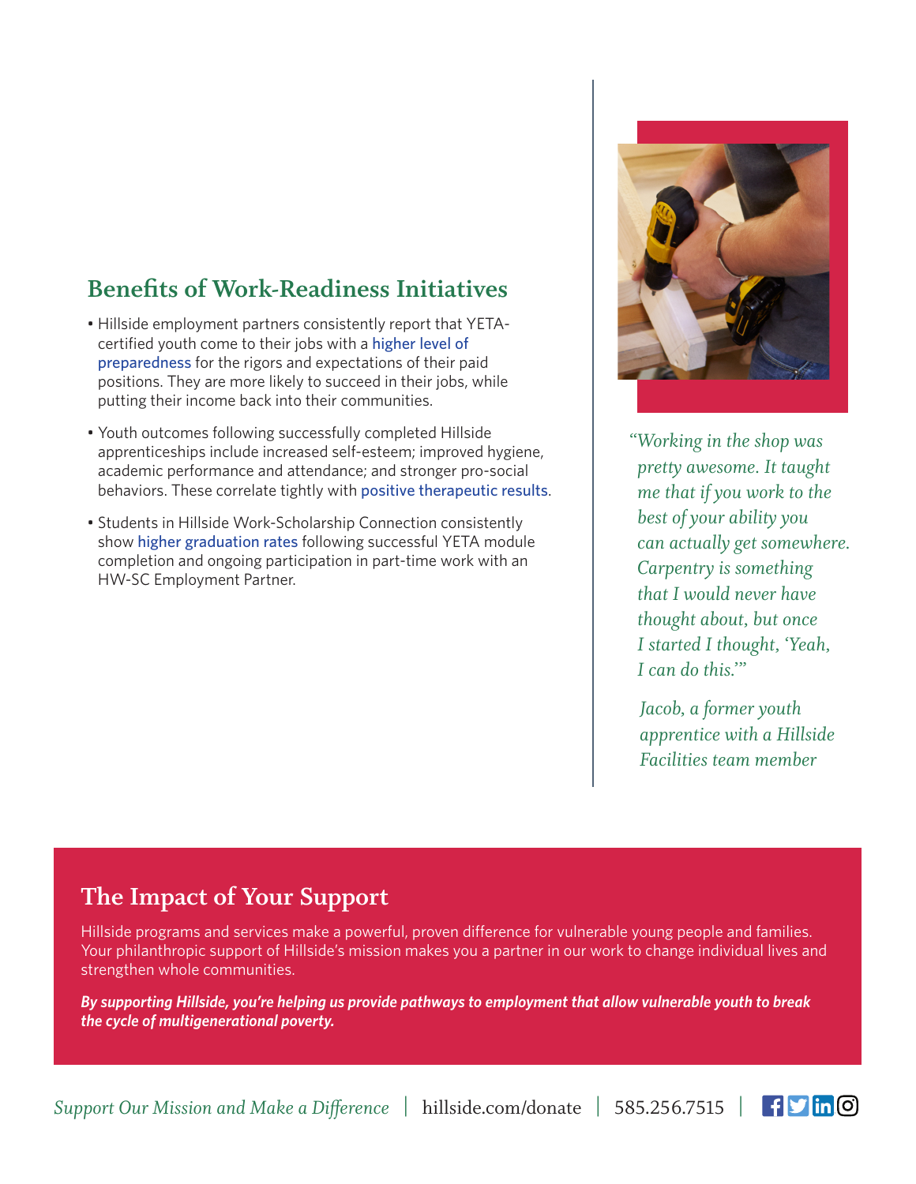## Benefits of Work-Readiness Initiatives

- Hillside employment partners consistently report that YETA-certified youth come to their jobs with a higher level of preparedness for the rigors and expectations of their paid positions. They are more likely to succeed in their jobs, while putting their income back into their communities.
- Youth outcomes following successfully completed Hillside apprenticeships include increased self-esteem; improved hygiene, academic performance and attendance; and stronger pro-social behaviors. These correlate tightly with positive therapeutic results.
- Students in Hillside Work-Scholarship Connection consistently show higher graduation rates following successful YETA module completion and ongoing participation in part-time work with an HW-SC Employment Partner.

*"Working in the shop was pretty awesome. It taught me that if you work to the best of your ability you can actually get somewhere. Carpentry is something that I would never have thought about, but once I started I thought, 'Yeah, I can do this.'"*

*Jacob, a former youth apprentice with a Hillside Facilities team member*

## The Impact of Your Support

Hillside programs and services make a powerful, proven difference for vulnerable young people and families. Your philanthropic support of Hillside's mission makes you a partner in our work to change individual lives and strengthen whole communities.

***By supporting Hillside, you're helping us provide pathways to employment that allow vulnerable youth to break the cycle of multigenerational poverty.***

*Support Our Mission and Make a Difference* | hillside.com/donate | 585.256.7515